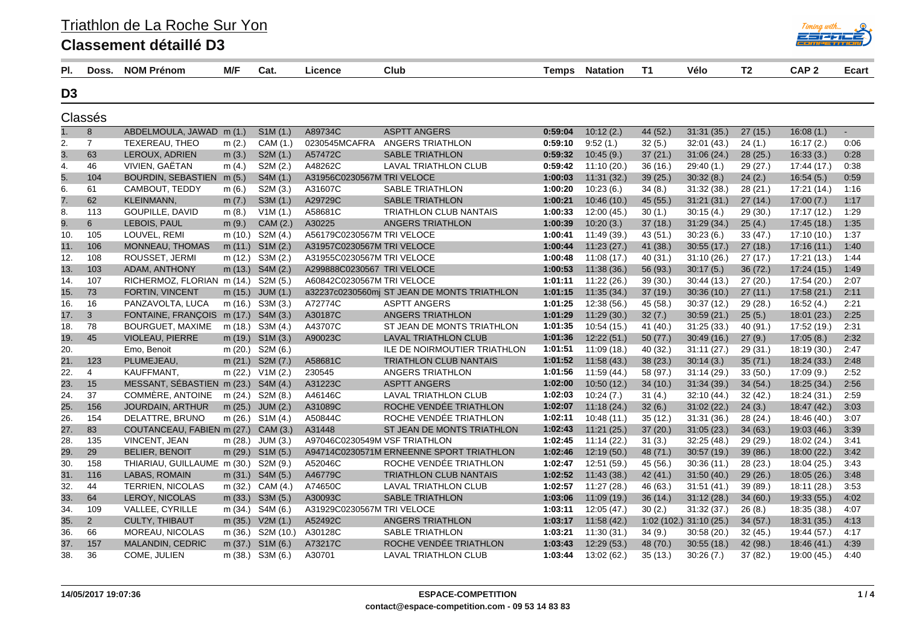# Triathlon de La Roche Sur Yon

## Classement détaillé D3

## D3

### Classés

| Pl. | Doss. | NOM Prénom | M/F | Cat. | Licence | Club | Temps | Natation | T1 | Vélo | T2 | CAP 2 | Ecart |
|---|---|---|---|---|---|---|---|---|---|---|---|---|---|
| 1. | 8 | ABDELMOULA, JAWAD | m (1.) | S1M (1.) | A89734C | ASPTT ANGERS | **0:59:04** | 10:12 (2.) | 44 (52.) | 31:31 (35.) | 27 (15.) | 16:08 (1.) | - |
| 2. | 7 | TEXEREAU, THEO | m (2.) | CAM (1.) | 0230545MCAFRA | ANGERS TRIATHLON | **0:59:10** | 9:52 (1.) | 32 (5.) | 32:01 (43.) | 24 (1.) | 16:17 (2.) | 0:06 |
| 3. | 63 | LEROUX, ADRIEN | m (3.) | S2M (1.) | A57472C | SABLE TRIATHLON | **0:59:32** | 10:45 (9.) | 37 (21.) | 31:06 (24.) | 28 (25.) | 16:33 (3.) | 0:28 |
| 4. | 46 | VIVIEN, GAËTAN | m (4.) | S2M (2.) | A48262C | LAVAL TRIATHLON CLUB | **0:59:42** | 11:10 (20.) | 36 (16.) | 29:40 (1.) | 29 (27.) | 17:44 (17.) | 0:38 |
| 5. | 104 | BOURDIN, SEBASTIEN | m (5.) | S4M (1.) | A31956C0230567M | TRI VELOCE | **1:00:03** | 11:31 (32.) | 39 (25.) | 30:32 (8.) | 24 (2.) | 16:54 (5.) | 0:59 |
| 6. | 61 | CAMBOUT, TEDDY | m (6.) | S2M (3.) | A31607C | SABLE TRIATHLON | **1:00:20** | 10:23 (6.) | 34 (8.) | 31:32 (38.) | 28 (21.) | 17:21 (14.) | 1:16 |
| 7. | 62 | KLEINMANN, | m (7.) | S3M (1.) | A29729C | SABLE TRIATHLON | **1:00:21** | 10:46 (10.) | 45 (55.) | 31:21 (31.) | 27 (14.) | 17:00 (7.) | 1:17 |
| 8. | 113 | GOUPILLE, DAVID | m (8.) | V1M (1.) | A58681C | TRIATHLON CLUB NANTAIS | **1:00:33** | 12:00 (45.) | 30 (1.) | 30:15 (4.) | 29 (30.) | 17:17 (12.) | 1:29 |
| 9. | 6 | LEBOIS, PAUL | m (9.) | CAM (2.) | A30225 | ANGERS TRIATHLON | **1:00:39** | 10:20 (3.) | 37 (18.) | 31:29 (34.) | 25 (4.) | 17:45 (18.) | 1:35 |
| 10. | 105 | LOUVEL, REMI | m (10.) | S2M (4.) | A56179C0230567M | TRI VELOCE | **1:00:41** | 11:49 (39.) | 43 (51.) | 30:23 (6.) | 33 (47.) | 17:10 (10.) | 1:37 |
| 11. | 106 | MONNEAU, THOMAS | m (11.) | S1M (2.) | A31957C0230567M | TRI VELOCE | **1:00:44** | 11:23 (27.) | 41 (38.) | 30:55 (17.) | 27 (18.) | 17:16 (11.) | 1:40 |
| 12. | 108 | ROUSSET, JERMI | m (12.) | S3M (2.) | A31955C0230567M | TRI VELOCE | **1:00:48** | 11:08 (17.) | 40 (31.) | 31:10 (26.) | 27 (17.) | 17:21 (13.) | 1:44 |
| 13. | 103 | ADAM, ANTHONY | m (13.) | S4M (2.) | A299888C0230567 | TRI VELOCE | **1:00:53** | 11:38 (36.) | 56 (93.) | 30:17 (5.) | 36 (72.) | 17:24 (15.) | 1:49 |
| 14. | 107 | RICHERMOZ, FLORIAN | m (14.) | S2M (5.) | A60842C0230567M | TRI VELOCE | **1:01:11** | 11:22 (26.) | 39 (30.) | 30:44 (13.) | 27 (20.) | 17:54 (20.) | 2:07 |
| 15. | 73 | FORTIN, VINCENT | m (15.) | JUM (1.) | a32237c0230560mj | ST JEAN DE MONTS TRIATHLON | **1:01:15** | 11:35 (34.) | 37 (19.) | 30:36 (10.) | 27 (11.) | 17:58 (21.) | 2:11 |
| 16. | 16 | PANZAVOLTA, LUCA | m (16.) | S3M (3.) | A72774C | ASPTT ANGERS | **1:01:25** | 12:38 (56.) | 45 (58.) | 30:37 (12.) | 29 (28.) | 16:52 (4.) | 2:21 |
| 17. | 3 | FONTAINE, FRANÇOIS | m (17.) | S4M (3.) | A30187C | ANGERS TRIATHLON | **1:01:29** | 11:29 (30.) | 32 (7.) | 30:59 (21.) | 25 (5.) | 18:01 (23.) | 2:25 |
| 18. | 78 | BOURGUET, MAXIME | m (18.) | S3M (4.) | A43707C | ST JEAN DE MONTS TRIATHLON | **1:01:35** | 10:54 (15.) | 41 (40.) | 31:25 (33.) | 40 (91.) | 17:52 (19.) | 2:31 |
| 19. | 45 | VIOLEAU, PIERRE | m (19.) | S1M (3.) | A90023C | LAVAL TRIATHLON CLUB | **1:01:36** | 12:22 (51.) | 50 (77.) | 30:49 (16.) | 27 (9.) | 17:05 (8.) | 2:32 |
| 20. | | Emo, Benoit | m (20.) | S2M (6.) | | ILE DE NOIRMOUTIER TRIATHLON | **1:01:51** | 11:09 (18.) | 40 (32.) | 31:11 (27.) | 29 (31.) | 18:19 (30.) | 2:47 |
| 21. | 123 | PLUMEJEAU, | m (21.) | S2M (7.) | A58681C | TRIATHLON CLUB NANTAIS | **1:01:52** | 11:58 (43.) | 38 (23.) | 30:14 (3.) | 35 (71.) | 18:24 (33.) | 2:48 |
| 22. | 4 | KAUFFMANT, | m (22.) | V1M (2.) | 230545 | ANGERS TRIATHLON | **1:01:56** | 11:59 (44.) | 58 (97.) | 31:14 (29.) | 33 (50.) | 17:09 (9.) | 2:52 |
| 23. | 15 | MESSANT, SÉBASTIEN | m (23.) | S4M (4.) | A31223C | ASPTT ANGERS | **1:02:00** | 10:50 (12.) | 34 (10.) | 31:34 (39.) | 34 (54.) | 18:25 (34.) | 2:56 |
| 24. | 37 | COMMÈRE, ANTOINE | m (24.) | S2M (8.) | A46146C | LAVAL TRIATHLON CLUB | **1:02:03** | 10:24 (7.) | 31 (4.) | 32:10 (44.) | 32 (42.) | 18:24 (31.) | 2:59 |
| 25. | 156 | JOURDAIN, ARTHUR | m (25.) | JUM (2.) | A31089C | ROCHE VENDÉE TRIATHLON | **1:02:07** | 11:18 (24.) | 32 (6.) | 31:02 (22.) | 24 (3.) | 18:47 (42.) | 3:03 |
| 26. | 154 | DELATTRE, BRUNO | m (26.) | S1M (4.) | A50844C | ROCHE VENDÉE TRIATHLON | **1:02:11** | 10:48 (11.) | 35 (12.) | 31:31 (36.) | 28 (24.) | 18:46 (40.) | 3:07 |
| 27. | 83 | COUTANCEAU, FABIEN | m (27.) | CAM (3.) | A31448 | ST JEAN DE MONTS TRIATHLON | **1:02:43** | 11:21 (25.) | 37 (20.) | 31:05 (23.) | 34 (63.) | 19:03 (46.) | 3:39 |
| 28. | 135 | VINCENT, JEAN | m (28.) | JUM (3.) | A97046C0230549M | VSF TRIATHLON | **1:02:45** | 11:14 (22.) | 31 (3.) | 32:25 (48.) | 29 (29.) | 18:02 (24.) | 3:41 |
| 29. | 29 | BELIER, BENOIT | m (29.) | S1M (5.) | A94714C0230571M | ERNEENNE SPORT TRIATHLON | **1:02:46** | 12:19 (50.) | 48 (71.) | 30:57 (19.) | 39 (86.) | 18:00 (22.) | 3:42 |
| 30. | 158 | THIARIAU, GUILLAUME | m (30.) | S2M (9.) | A52046C | ROCHE VENDÉE TRIATHLON | **1:02:47** | 12:51 (59.) | 45 (56.) | 30:36 (11.) | 28 (23.) | 18:04 (25.) | 3:43 |
| 31. | 116 | LABAS, ROMAIN | m (31.) | S4M (5.) | A46779C | TRIATHLON CLUB NANTAIS | **1:02:52** | 11:43 (38.) | 42 (41.) | 31:50 (40.) | 29 (26.) | 18:05 (26.) | 3:48 |
| 32. | 44 | TERRIEN, NICOLAS | m (32.) | CAM (4.) | A74650C | LAVAL TRIATHLON CLUB | **1:02:57** | 11:27 (28.) | 46 (63.) | 31:51 (41.) | 39 (89.) | 18:11 (28.) | 3:53 |
| 33. | 64 | LEROY, NICOLAS | m (33.) | S3M (5.) | A30093C | SABLE TRIATHLON | **1:03:06** | 11:09 (19.) | 36 (14.) | 31:12 (28.) | 34 (60.) | 19:33 (55.) | 4:02 |
| 34. | 109 | VALLEE, CYRILLE | m (34.) | S4M (6.) | A31929C0230567M | TRI VELOCE | **1:03:11** | 12:05 (47.) | 30 (2.) | 31:32 (37.) | 26 (8.) | 18:35 (38.) | 4:07 |
| 35. | 2 | CULTY, THIBAUT | m (35.) | V2M (1.) | A52492C | ANGERS TRIATHLON | **1:03:17** | 11:58 (42.) | 1:02 (102.) | 31:10 (25.) | 34 (57.) | 18:31 (35.) | 4:13 |
| 36. | 66 | MOREAU, NICOLAS | m (36.) | S2M (10.) | A30128C | SABLE TRIATHLON | **1:03:21** | 11:30 (31.) | 34 (9.) | 30:58 (20.) | 32 (45.) | 19:44 (57.) | 4:17 |
| 37. | 157 | MALANDIN, CEDRIC | m (37.) | S1M (6.) | A73217C | ROCHE VENDÉE TRIATHLON | **1:03:43** | 12:29 (53.) | 48 (70.) | 30:55 (18.) | 42 (98.) | 18:46 (41.) | 4:39 |
| 38. | 36 | COME, JULIEN | m (38.) | S3M (6.) | A30701 | LAVAL TRIATHLON CLUB | **1:03:44** | 13:02 (62.) | 35 (13.) | 30:26 (7.) | 37 (82.) | 19:00 (45.) | 4:40 |

14/05/2017 19:07:36 — **ESPACE-COMPETITION** — **contact@espace-competition.com - 09 53 14 83 83**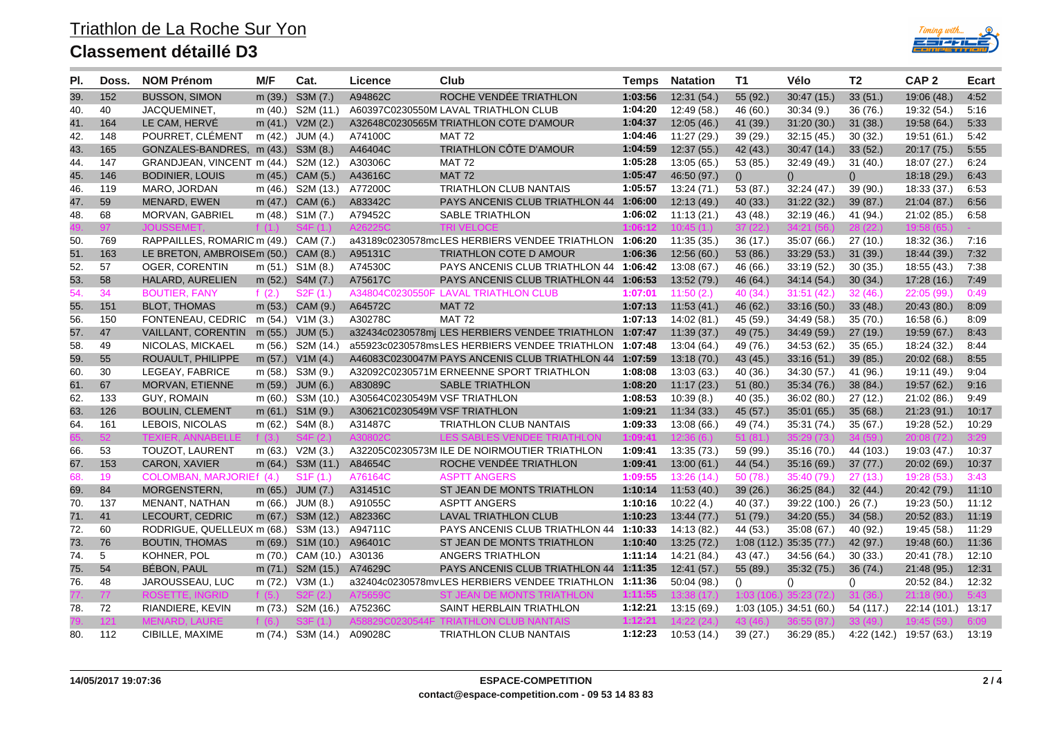# Triathlon de La Roche Sur Yon

## Classement détaillé D3

| Pl. | Doss. | NOM Prénom | M/F | Cat. | Licence | Club | Temps | Natation | T1 | Vélo | T2 | CAP 2 | Ecart |
|---|---|---|---|---|---|---|---|---|---|---|---|---|---|
| 39. | 152 | BUSSON, SIMON | m (39.) | S3M (7.) | A94862C | ROCHE VENDÉE TRIATHLON | 1:03:56 | 12:31 (54.) | 55 (92.) | 30:47 (15.) | 33 (51.) | 19:06 (48.) | 4:52 |
| 40. | 40 | JACQUEMINET, | m (40.) | S2M (11.) | A60397C0230550M | LAVAL TRIATHLON CLUB | 1:04:20 | 12:49 (58.) | 46 (60.) | 30:34 (9.) | 36 (76.) | 19:32 (54.) | 5:16 |
| 41. | 164 | LE CAM, HERVÉ | m (41.) | V2M (2.) | A32648C0230565M | TRIATHLON COTE D'AMOUR | 1:04:37 | 12:05 (46.) | 41 (39.) | 31:20 (30.) | 31 (38.) | 19:58 (64.) | 5:33 |
| 42. | 148 | POURRET, CLÉMENT | m (42.) | JUM (4.) | A74100C | MAT 72 | 1:04:46 | 11:27 (29.) | 39 (29.) | 32:15 (45.) | 30 (32.) | 19:51 (61.) | 5:42 |
| 43. | 165 | GONZALES-BANDRES, | m (43.) | S3M (8.) | A46404C | TRIATHLON CÔTE D'AMOUR | 1:04:59 | 12:37 (55.) | 42 (43.) | 30:47 (14.) | 33 (52.) | 20:17 (75.) | 5:55 |
| 44. | 147 | GRANDJEAN, VINCENT | m (44.) | S2M (12.) | A30306C | MAT 72 | 1:05:28 | 13:05 (65.) | 53 (85.) | 32:49 (49.) | 31 (40.) | 18:07 (27.) | 6:24 |
| 45. | 146 | BODINIER, LOUIS | m (45.) | CAM (5.) | A43616C | MAT 72 | 1:05:47 | 46:50 (97.) | () | () | () | 18:18 (29.) | 6:43 |
| 46. | 119 | MARO, JORDAN | m (46.) | S2M (13.) | A77200C | TRIATHLON CLUB NANTAIS | 1:05:57 | 13:24 (71.) | 53 (87.) | 32:24 (47.) | 39 (90.) | 18:33 (37.) | 6:53 |
| 47. | 59 | MENARD, EWEN | m (47.) | CAM (6.) | A83342C | PAYS ANCENIS CLUB TRIATHLON 44 | 1:06:00 | 12:13 (49.) | 40 (33.) | 31:22 (32.) | 39 (87.) | 21:04 (87.) | 6:56 |
| 48. | 68 | MORVAN, GABRIEL | m (48.) | S1M (7.) | A79452C | SABLE TRIATHLON | 1:06:02 | 11:13 (21.) | 43 (48.) | 32:19 (46.) | 41 (94.) | 21:02 (85.) | 6:58 |
| 49. | 97 | JOUSSEMET, | f (1.) | S4F (1.) | A26225C | TRI VELOCE | 1:06:12 | 10:45 (1.) | 37 (22.) | 34:21 (56.) | 28 (22.) | 19:58 (65.) | - |
| 50. | 769 | RAPPAILLES, ROMARIC | m (49.) | CAM (7.) | a43189c0230578mc | LES HERBIERS VENDEE TRIATHLON | 1:06:20 | 11:35 (35.) | 36 (17.) | 35:07 (66.) | 27 (10.) | 18:32 (36.) | 7:16 |
| 51. | 163 | LE BRETON, AMBROISE | m (50.) | CAM (8.) | A95131C | TRIATHLON COTE D AMOUR | 1:06:36 | 12:56 (60.) | 53 (86.) | 33:29 (53.) | 31 (39.) | 18:44 (39.) | 7:32 |
| 52. | 57 | OGER, CORENTIN | m (51.) | S1M (8.) | A74530C | PAYS ANCENIS CLUB TRIATHLON 44 | 1:06:42 | 13:08 (67.) | 46 (66.) | 33:19 (52.) | 30 (35.) | 18:55 (43.) | 7:38 |
| 53. | 58 | HALARD, AURELIEN | m (52.) | S4M (7.) | A75617C | PAYS ANCENIS CLUB TRIATHLON 44 | 1:06:53 | 13:52 (79.) | 46 (64.) | 34:14 (54.) | 30 (34.) | 17:28 (16.) | 7:49 |
| 54. | 34 | BOUTIER, FANY | f (2.) | S2F (1.) | A34804C0230550F | LAVAL TRIATHLON CLUB | 1:07:01 | 11:50 (2.) | 40 (34.) | 31:51 (42.) | 32 (46.) | 22:05 (99.) | 0:49 |
| 55. | 151 | BLOT, THOMAS | m (53.) | CAM (9.) | A64572C | MAT 72 | 1:07:13 | 11:53 (41.) | 46 (62.) | 33:16 (50.) | 33 (48.) | 20:43 (80.) | 8:09 |
| 56. | 150 | FONTENEAU, CEDRIC | m (54.) | V1M (3.) | A30278C | MAT 72 | 1:07:13 | 14:02 (81.) | 45 (59.) | 34:49 (58.) | 35 (70.) | 16:58 (6.) | 8:09 |
| 57. | 47 | VAILLANT, CORENTIN | m (55.) | JUM (5.) | a32434c0230578mj | LES HERBIERS VENDEE TRIATHLON | 1:07:47 | 11:39 (37.) | 49 (75.) | 34:49 (59.) | 27 (19.) | 19:59 (67.) | 8:43 |
| 58. | 49 | NICOLAS, MICKAEL | m (56.) | S2M (14.) | a55923c0230578ms | LES HERBIERS VENDEE TRIATHLON | 1:07:48 | 13:04 (64.) | 49 (76.) | 34:53 (62.) | 35 (65.) | 18:24 (32.) | 8:44 |
| 59. | 55 | ROUAULT, PHILIPPE | m (57.) | V1M (4.) | A46083C0230047M | PAYS ANCENIS CLUB TRIATHLON 44 | 1:07:59 | 13:18 (70.) | 43 (45.) | 33:16 (51.) | 39 (85.) | 20:02 (68.) | 8:55 |
| 60. | 30 | LEGEAY, FABRICE | m (58.) | S3M (9.) | A32092C0230571M | ERNEENNE SPORT TRIATHLON | 1:08:08 | 13:03 (63.) | 40 (36.) | 34:30 (57.) | 41 (96.) | 19:11 (49.) | 9:04 |
| 61. | 67 | MORVAN, ETIENNE | m (59.) | JUM (6.) | A83089C | SABLE TRIATHLON | 1:08:20 | 11:17 (23.) | 51 (80.) | 35:34 (76.) | 38 (84.) | 19:57 (62.) | 9:16 |
| 62. | 133 | GUY, ROMAIN | m (60.) | S3M (10.) | A30564C0230549M | VSF TRIATHLON | 1:08:53 | 10:39 (8.) | 40 (35.) | 36:02 (80.) | 27 (12.) | 21:02 (86.) | 9:49 |
| 63. | 126 | BOULIN, CLEMENT | m (61.) | S1M (9.) | A30621C0230549M | VSF TRIATHLON | 1:09:21 | 11:34 (33.) | 45 (57.) | 35:01 (65.) | 35 (68.) | 21:23 (91.) | 10:17 |
| 64. | 161 | LEBOIS, NICOLAS | m (62.) | S4M (8.) | A31487C | TRIATHLON CLUB NANTAIS | 1:09:33 | 13:08 (66.) | 49 (74.) | 35:31 (74.) | 35 (67.) | 19:28 (52.) | 10:29 |
| 65. | 52 | TEXIER, ANNABELLE | f (3.) | S4F (2.) | A30802C | LES SABLES VENDEE TRIATHLON | 1:09:41 | 12:36 (6.) | 51 (81.) | 35:29 (73.) | 34 (59.) | 20:08 (72.) | 3:29 |
| 66. | 53 | TOUZOT, LAURENT | m (63.) | V2M (3.) | A32205C0230573M | ILE DE NOIRMOUTIER TRIATHLON | 1:09:41 | 13:35 (73.) | 59 (99.) | 35:16 (70.) | 44 (103.) | 19:03 (47.) | 10:37 |
| 67. | 153 | CARON, XAVIER | m (64.) | S3M (11.) | A84654C | ROCHE VENDÉE TRIATHLON | 1:09:41 | 13:00 (61.) | 44 (54.) | 35:16 (69.) | 37 (77.) | 20:02 (69.) | 10:37 |
| 68. | 19 | COLOMBAN, MARJORIE | f (4.) | S1F (1.) | A76164C | ASPTT ANGERS | 1:09:55 | 13:26 (14.) | 50 (78.) | 35:40 (79.) | 27 (13.) | 19:28 (53.) | 3:43 |
| 69. | 84 | MORGENSTERN, | m (65.) | JUM (7.) | A31451C | ST JEAN DE MONTS TRIATHLON | 1:10:14 | 11:53 (40.) | 39 (26.) | 36:25 (84.) | 32 (44.) | 20:42 (79.) | 11:10 |
| 70. | 137 | MENANT, NATHAN | m (66.) | JUM (8.) | A91055C | ASPTT ANGERS | 1:10:16 | 10:22 (4.) | 40 (37.) | 39:22 (100.) | 26 (7.) | 19:23 (50.) | 11:12 |
| 71. | 41 | LECOURT, CEDRIC | m (67.) | S3M (12.) | A82336C | LAVAL TRIATHLON CLUB | 1:10:23 | 13:44 (77.) | 51 (79.) | 34:20 (55.) | 34 (58.) | 20:52 (83.) | 11:19 |
| 72. | 60 | RODRIGUE, QUELLEUX | m (68.) | S3M (13.) | A94711C | PAYS ANCENIS CLUB TRIATHLON 44 | 1:10:33 | 14:13 (82.) | 44 (53.) | 35:08 (67.) | 40 (92.) | 19:45 (58.) | 11:29 |
| 73. | 76 | BOUTIN, THOMAS | m (69.) | S1M (10.) | A96401C | ST JEAN DE MONTS TRIATHLON | 1:10:40 | 13:25 (72.) | 1:08 (112.) | 35:35 (77.) | 42 (97.) | 19:48 (60.) | 11:36 |
| 74. | 5 | KOHNER, POL | m (70.) | CAM (10.) | A30136 | ANGERS TRIATHLON | 1:11:14 | 14:21 (84.) | 43 (47.) | 34:56 (64.) | 30 (33.) | 20:41 (78.) | 12:10 |
| 75. | 54 | BÉBON, PAUL | m (71.) | S2M (15.) | A74629C | PAYS ANCENIS CLUB TRIATHLON 44 | 1:11:35 | 12:41 (57.) | 55 (89.) | 35:32 (75.) | 36 (74.) | 21:48 (95.) | 12:31 |
| 76. | 48 | JAROUSSEAU, LUC | m (72.) | V3M (1.) | a32404c0230578mv | LES HERBIERS VENDEE TRIATHLON | 1:11:36 | 50:04 (98.) | () | () | () | 20:52 (84.) | 12:32 |
| 77. | 77 | ROSETTE, INGRID | f (5.) | S2F (2.) | A75659C | ST JEAN DE MONTS TRIATHLON | 1:11:55 | 13:38 (17.) | 1:03 (106.) | 35:23 (72.) | 31 (36.) | 21:18 (90.) | 5:43 |
| 78. | 72 | RIANDIERE, KEVIN | m (73.) | S2M (16.) | A75236C | SAINT HERBLAIN TRIATHLON | 1:12:21 | 13:15 (69.) | 1:03 (105.) | 34:51 (60.) | 54 (117.) | 22:14 (101.) | 13:17 |
| 79. | 121 | MENARD, LAURE | f (6.) | S3F (1.) | A58829C0230544F | TRIATHLON CLUB NANTAIS | 1:12:21 | 14:22 (24.) | 43 (46.) | 36:55 (87.) | 33 (49.) | 19:45 (59.) | 6:09 |
| 80. | 112 | CIBILLE, MAXIME | m (74.) | S3M (14.) | A09028C | TRIATHLON CLUB NANTAIS | 1:12:23 | 10:53 (14.) | 39 (27.) | 36:29 (85.) | 4:22 (142.) | 19:57 (63.) | 13:19 |

14/05/2017 19:07:36

**ESPACE-COMPETITION**
**contact@espace-competition.com - 09 53 14 83 83**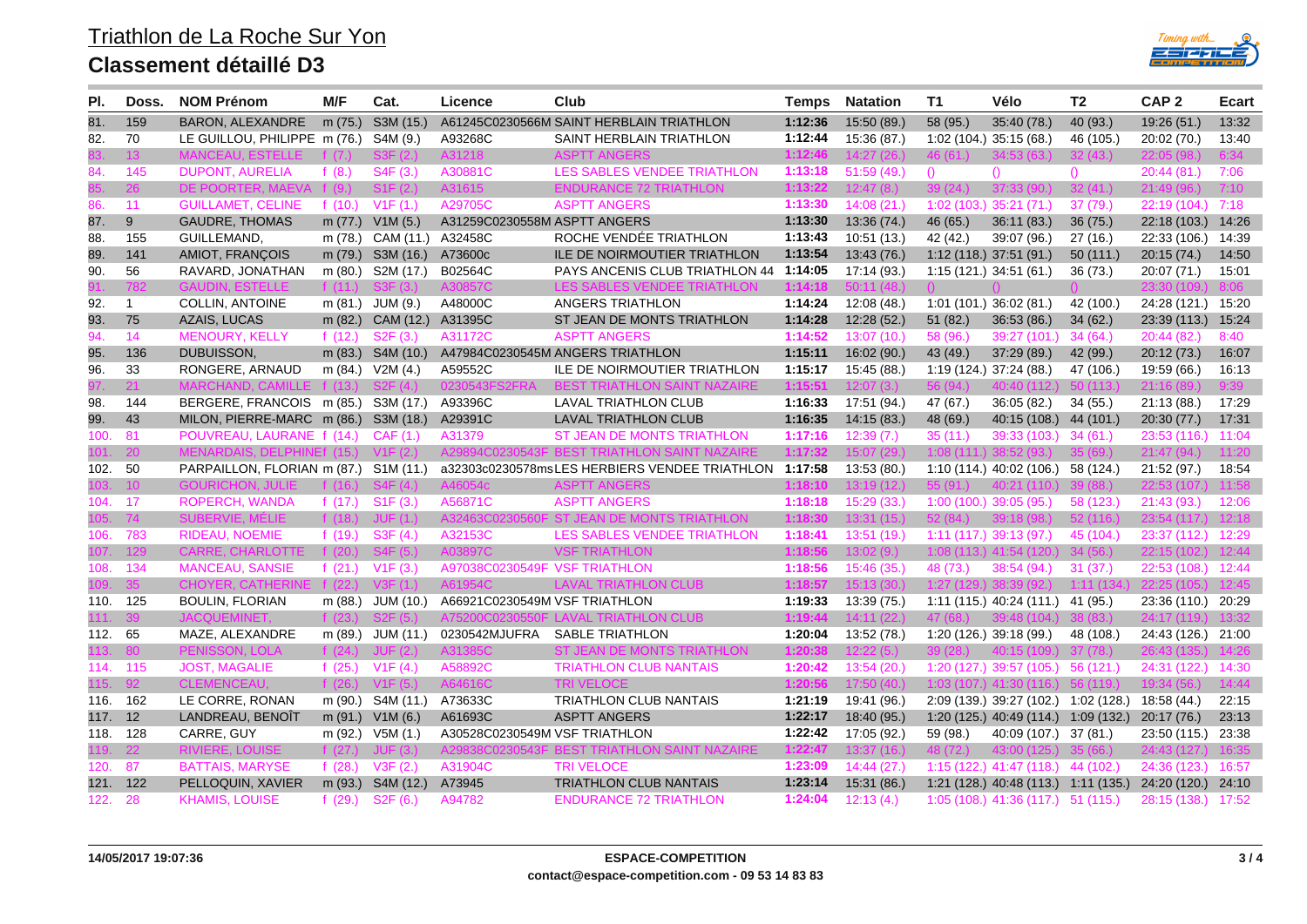# Triathlon de La Roche Sur Yon

## Classement détaillé D3

| Pl. | Doss. | NOM Prénom | M/F | Cat. | Licence | Club | Temps | Natation | T1 | Vélo | T2 | CAP 2 | Ecart |
|---|---|---|---|---|---|---|---|---|---|---|---|---|---|
| 81. | 159 | BARON, ALEXANDRE | m (75.) | S3M (15.) | A61245C0230566M | SAINT HERBLAIN TRIATHLON | 1:12:36 | 15:50 (89.) | 58 (95.) | 35:40 (78.) | 40 (93.) | 19:26 (51.) | 13:32 |
| 82. | 70 | LE GUILLOU, PHILIPPE | m (76.) | S4M (9.) | A93268C | SAINT HERBLAIN TRIATHLON | 1:12:44 | 15:36 (87.) | 1:02 (104.) | 35:15 (68.) | 46 (105.) | 20:02 (70.) | 13:40 |
| 83. | 13 | MANCEAU, ESTELLE | f (7.) | S3F (2.) | A31218 | ASPTT ANGERS | 1:12:46 | 14:27 (26.) | 46 (61.) | 34:53 (63.) | 32 (43.) | 22:05 (98.) | 6:34 |
| 84. | 145 | DUPONT, AURELIA | f (8.) | S4F (3.) | A30881C | LES SABLES VENDEE TRIATHLON | 1:13:18 | 51:59 (49.) | () | () | () | 20:44 (81.) | 7:06 |
| 85. | 26 | DE POORTER, MAEVA | f (9.) | S1F (2.) | A31615 | ENDURANCE 72 TRIATHLON | 1:13:22 | 12:47 (8.) | 39 (24.) | 37:33 (90.) | 32 (41.) | 21:49 (96.) | 7:10 |
| 86. | 11 | GUILLAMET, CELINE | f (10.) | V1F (1.) | A29705C | ASPTT ANGERS | 1:13:30 | 14:08 (21.) | 1:02 (103.) | 35:21 (71.) | 37 (79.) | 22:19 (104.) | 7:18 |
| 87. | 9 | GAUDRE, THOMAS | m (77.) | V1M (5.) | A31259C0230558M | ASPTT ANGERS | 1:13:30 | 13:36 (74.) | 46 (65.) | 36:11 (83.) | 36 (75.) | 22:18 (103.) | 14:26 |
| 88. | 155 | GUILLEMAND, | m (78.) | CAM (11.) | A32458C | ROCHE VENDÉE TRIATHLON | 1:13:43 | 10:51 (13.) | 42 (42.) | 39:07 (96.) | 27 (16.) | 22:33 (106.) | 14:39 |
| 89. | 141 | AMIOT, FRANÇOIS | m (79.) | S3M (16.) | A73600c | ILE DE NOIRMOUTIER TRIATHLON | 1:13:54 | 13:43 (76.) | 1:12 (118.) | 37:51 (91.) | 50 (111.) | 20:15 (74.) | 14:50 |
| 90. | 56 | RAVARD, JONATHAN | m (80.) | S2M (17.) | B02564C | PAYS ANCENIS CLUB TRIATHLON 44 | 1:14:05 | 17:14 (93.) | 1:15 (121.) | 34:51 (61.) | 36 (73.) | 20:07 (71.) | 15:01 |
| 91. | 782 | GAUDIN, ESTELLE | f (11.) | S3F (3.) | A30857C | LES SABLES VENDEE TRIATHLON | 1:14:18 | 50:11 (48.) | () | () | () | 23:30 (109.) | 8:06 |
| 92. | 1 | COLLIN, ANTOINE | m (81.) | JUM (9.) | A48000C | ANGERS TRIATHLON | 1:14:24 | 12:08 (48.) | 1:01 (101.) | 36:02 (81.) | 42 (100.) | 24:28 (121.) | 15:20 |
| 93. | 75 | AZAIS, LUCAS | m (82.) | CAM (12.) | A31395C | ST JEAN DE MONTS TRIATHLON | 1:14:28 | 12:28 (52.) | 51 (82.) | 36:53 (86.) | 34 (62.) | 23:39 (113.) | 15:24 |
| 94. | 14 | MENOURY, KELLY | f (12.) | S2F (3.) | A31172C | ASPTT ANGERS | 1:14:52 | 13:07 (10.) | 58 (96.) | 39:27 (101.) | 34 (64.) | 20:44 (82.) | 8:40 |
| 95. | 136 | DUBUISSON, | m (83.) | S4M (10.) | A47984C0230545M | ANGERS TRIATHLON | 1:15:11 | 16:02 (90.) | 43 (49.) | 37:29 (89.) | 42 (99.) | 20:12 (73.) | 16:07 |
| 96. | 33 | RONGERE, ARNAUD | m (84.) | V2M (4.) | A59552C | ILE DE NOIRMOUTIER TRIATHLON | 1:15:17 | 15:45 (88.) | 1:19 (124.) | 37:24 (88.) | 47 (106.) | 19:59 (66.) | 16:13 |
| 97. | 21 | MARCHAND, CAMILLE | f (13.) | S2F (4.) | 0230543FS2FRA | BEST TRIATHLON SAINT NAZAIRE | 1:15:51 | 12:07 (3.) | 56 (94.) | 40:40 (112.) | 50 (113.) | 21:16 (89.) | 9:39 |
| 98. | 144 | BERGERE, FRANCOIS | m (85.) | S3M (17.) | A93396C | LAVAL TRIATHLON CLUB | 1:16:33 | 17:51 (94.) | 47 (67.) | 36:05 (82.) | 34 (55.) | 21:13 (88.) | 17:29 |
| 99. | 43 | MILON, PIERRE-MARC | m (86.) | S3M (18.) | A29391C | LAVAL TRIATHLON CLUB | 1:16:35 | 14:15 (83.) | 48 (69.) | 40:15 (108.) | 44 (101.) | 20:30 (77.) | 17:31 |
| 100. | 81 | POUVREAU, LAURANE | f (14.) | CAF (1.) | A31379 | ST JEAN DE MONTS TRIATHLON | 1:17:16 | 12:39 (7.) | 35 (11.) | 39:33 (103.) | 34 (61.) | 23:53 (116.) | 11:04 |
| 101. | 20 | MENARDAIS, DELPHINE | f (15.) | V1F (2.) | A29894C0230543F | BEST TRIATHLON SAINT NAZAIRE | 1:17:32 | 15:07 (29.) | 1:08 (111.) | 38:52 (93.) | 35 (69.) | 21:47 (94.) | 11:20 |
| 102. | 50 | PARPAILLON, FLORIAN | m (87.) | S1M (11.) | a32303c0230578ms | LES HERBIERS VENDEE TRIATHLON | 1:17:58 | 13:53 (80.) | 1:10 (114.) | 40:02 (106.) | 58 (124.) | 21:52 (97.) | 18:54 |
| 103. | 10 | GOURICHON, JULIE | f (16.) | S4F (4.) | A46054c | ASPTT ANGERS | 1:18:10 | 13:19 (12.) | 55 (91.) | 40:21 (110.) | 39 (88.) | 22:53 (107.) | 11:58 |
| 104. | 17 | ROPERCH, WANDA | f (17.) | S1F (3.) | A56871C | ASPTT ANGERS | 1:18:18 | 15:29 (33.) | 1:00 (100.) | 39:05 (95.) | 58 (123.) | 21:43 (93.) | 12:06 |
| 105. | 74 | SUBERVIE, MÉLIE | f (18.) | JUF (1.) | A32463C0230560F | ST JEAN DE MONTS TRIATHLON | 1:18:30 | 13:31 (15.) | 52 (84.) | 39:18 (98.) | 52 (116.) | 23:54 (117.) | 12:18 |
| 106. | 783 | RIDEAU, NOEMIE | f (19.) | S3F (4.) | A32153C | LES SABLES VENDEE TRIATHLON | 1:18:41 | 13:51 (19.) | 1:11 (117.) | 39:13 (97.) | 45 (104.) | 23:37 (112.) | 12:29 |
| 107. | 129 | CARRE, CHARLOTTE | f (20.) | S4F (5.) | A03897C | VSF TRIATHLON | 1:18:56 | 13:02 (9.) | 1:08 (113.) | 41:54 (120.) | 34 (56.) | 22:15 (102.) | 12:44 |
| 108. | 134 | MANCEAU, SANSIE | f (21.) | V1F (3.) | A97038C0230549F | VSF TRIATHLON | 1:18:56 | 15:46 (35.) | 48 (73.) | 38:54 (94.) | 31 (37.) | 22:53 (108.) | 12:44 |
| 109. | 35 | CHOYER, CATHERINE | f (22.) | V3F (1.) | A61954C | LAVAL TRIATHLON CLUB | 1:18:57 | 15:13 (30.) | 1:27 (129.) | 38:39 (92.) | 1:11 (134.) | 22:25 (105.) | 12:45 |
| 110. | 125 | BOULIN, FLORIAN | m (88.) | JUM (10.) | A66921C0230549M | VSF TRIATHLON | 1:19:33 | 13:39 (75.) | 1:11 (115.) | 40:24 (111.) | 41 (95.) | 23:36 (110.) | 20:29 |
| 111. | 39 | JACQUEMINET, | f (23.) | S2F (5.) | A75200C0230550F | LAVAL TRIATHLON CLUB | 1:19:44 | 14:11 (22.) | 47 (68.) | 39:48 (104.) | 38 (83.) | 24:17 (119.) | 13:32 |
| 112. | 65 | MAZE, ALEXANDRE | m (89.) | JUM (11.) | 0230542MJUFRA | SABLE TRIATHLON | 1:20:04 | 13:52 (78.) | 1:20 (126.) | 39:18 (99.) | 48 (108.) | 24:43 (126.) | 21:00 |
| 113. | 80 | PENISSON, LOLA | f (24.) | JUF (2.) | A31385C | ST JEAN DE MONTS TRIATHLON | 1:20:38 | 12:22 (5.) | 39 (28.) | 40:15 (109.) | 37 (78.) | 26:43 (135.) | 14:26 |
| 114. | 115 | JOST, MAGALIE | f (25.) | V1F (4.) | A58892C | TRIATHLON CLUB NANTAIS | 1:20:42 | 13:54 (20.) | 1:20 (127.) | 39:57 (105.) | 56 (121.) | 24:31 (122.) | 14:30 |
| 115. | 92 | CLEMENCEAU, | f (26.) | V1F (5.) | A64616C | TRI VELOCE | 1:20:56 | 17:50 (40.) | 1:03 (107.) | 41:30 (116.) | 56 (119.) | 19:34 (56.) | 14:44 |
| 116. | 162 | LE CORRE, RONAN | m (90.) | S4M (11.) | A73633C | TRIATHLON CLUB NANTAIS | 1:21:19 | 19:41 (96.) | 2:09 (139.) | 39:27 (102.) | 1:02 (128.) | 18:58 (44.) | 22:15 |
| 117. | 12 | LANDREAU, BENOÎT | m (91.) | V1M (6.) | A61693C | ASPTT ANGERS | 1:22:17 | 18:40 (95.) | 1:20 (125.) | 40:49 (114.) | 1:09 (132.) | 20:17 (76.) | 23:13 |
| 118. | 128 | CARRE, GUY | m (92.) | V5M (1.) | A30528C0230549M | VSF TRIATHLON | 1:22:42 | 17:05 (92.) | 59 (98.) | 40:09 (107.) | 37 (81.) | 23:50 (115.) | 23:38 |
| 119. | 22 | RIVIERE, LOUISE | f (27.) | JUF (3.) | A29838C0230543F | BEST TRIATHLON SAINT NAZAIRE | 1:22:47 | 13:37 (16.) | 48 (72.) | 43:00 (125.) | 35 (66.) | 24:43 (127.) | 16:35 |
| 120. | 87 | BATTAIS, MARYSE | f (28.) | V3F (2.) | A31904C | TRI VELOCE | 1:23:09 | 14:44 (27.) | 1:15 (122.) | 41:47 (118.) | 44 (102.) | 24:36 (123.) | 16:57 |
| 121. | 122 | PELLOQUIN, XAVIER | m (93.) | S4M (12.) | A73945 | TRIATHLON CLUB NANTAIS | 1:23:14 | 15:31 (86.) | 1:21 (128.) | 40:48 (113.) | 1:11 (135.) | 24:20 (120.) | 24:10 |
| 122. | 28 | KHAMIS, LOUISE | f (29.) | S2F (6.) | A94782 | ENDURANCE 72 TRIATHLON | 1:24:04 | 12:13 (4.) | 1:05 (108.) | 41:36 (117.) | 51 (115.) | 28:15 (138.) | 17:52 |

14/05/2017 19:07:36

**ESPACE-COMPETITION**
**contact@espace-competition.com - 09 53 14 83 83**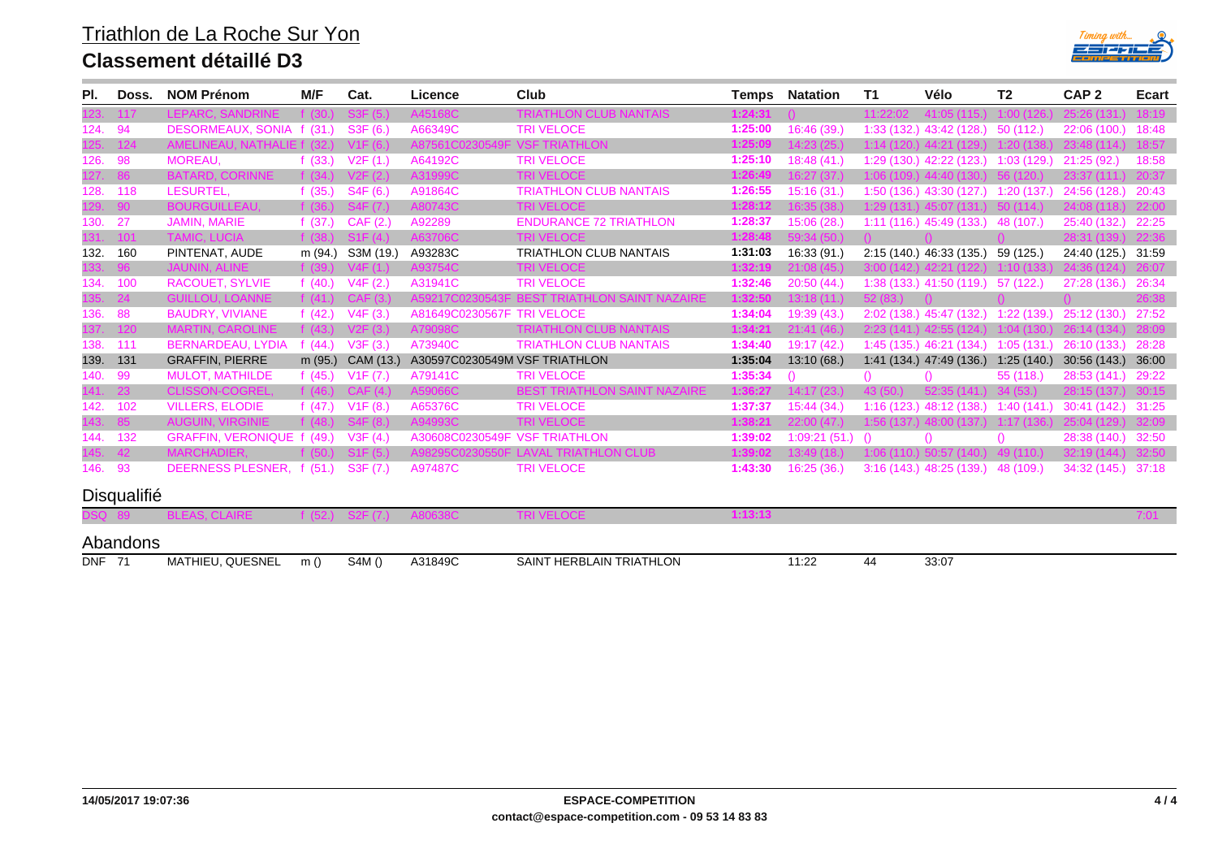# Triathlon de La Roche Sur Yon

## Classement détaillé D3

| Pl. | Doss. | NOM Prénom | M/F | Cat. | Licence | Club | Temps | Natation | T1 | Vélo | T2 | CAP 2 | Ecart |
|---|---|---|---|---|---|---|---|---|---|---|---|---|---|
| 123. | 117 | LEPARC, SANDRINE | f (30.) | S3F (5.) | A45168C | TRIATHLON CLUB NANTAIS | 1:24:31 | () | 11:22:02 | 41:05 (115.) | 1:00 (126.) | 25:26 (131.) | 18:19 |
| 124. | 94 | DESORMEAUX, SONIA | f (31.) | S3F (6.) | A66349C | TRI VELOCE | 1:25:00 | 16:46 (39.) | 1:33 (132.) | 43:42 (128.) | 50 (112.) | 22:06 (100.) | 18:48 |
| 125. | 124 | AMELINEAU, NATHALIE | f (32.) | V1F (6.) | A87561C0230549F | VSF TRIATHLON | 1:25:09 | 14:23 (25.) | 1:14 (120.) | 44:21 (129.) | 1:20 (138.) | 23:48 (114.) | 18:57 |
| 126. | 98 | MOREAU, | f (33.) | V2F (1.) | A64192C | TRI VELOCE | 1:25:10 | 18:48 (41.) | 1:29 (130.) | 42:22 (123.) | 1:03 (129.) | 21:25 (92.) | 18:58 |
| 127. | 86 | BATARD, CORINNE | f (34.) | V2F (2.) | A31999C | TRI VELOCE | 1:26:49 | 16:27 (37.) | 1:06 (109.) | 44:40 (130.) | 56 (120.) | 23:37 (111.) | 20:37 |
| 128. | 118 | LESURTEL, | f (35.) | S4F (6.) | A91864C | TRIATHLON CLUB NANTAIS | 1:26:55 | 15:16 (31.) | 1:50 (136.) | 43:30 (127.) | 1:20 (137.) | 24:56 (128.) | 20:43 |
| 129. | 90 | BOURGUILLEAU, | f (36.) | S4F (7.) | A80743C | TRI VELOCE | 1:28:12 | 16:35 (38.) | 1:29 (131.) | 45:07 (131.) | 50 (114.) | 24:08 (118.) | 22:00 |
| 130. | 27 | JAMIN, MARIE | f (37.) | CAF (2.) | A92289 | ENDURANCE 72 TRIATHLON | 1:28:37 | 15:06 (28.) | 1:11 (116.) | 45:49 (133.) | 48 (107.) | 25:40 (132.) | 22:25 |
| 131. | 101 | TAMIC, LUCIA | f (38.) | S1F (4.) | A63706C | TRI VELOCE | 1:28:48 | 59:34 (50.) | () | () | () | 28:31 (139.) | 22:36 |
| 132. | 160 | PINTENAT, AUDE | m (94.) | S3M (19.) | A93283C | TRIATHLON CLUB NANTAIS | 1:31:03 | 16:33 (91.) | 2:15 (140.) | 46:33 (135.) | 59 (125.) | 24:40 (125.) | 31:59 |
| 133. | 96 | JAUNIN, ALINE | f (39.) | V4F (1.) | A93754C | TRI VELOCE | 1:32:19 | 21:08 (45.) | 3:00 (142.) | 42:21 (122.) | 1:10 (133.) | 24:36 (124.) | 26:07 |
| 134. | 100 | RACOUET, SYLVIE | f (40.) | V4F (2.) | A31941C | TRI VELOCE | 1:32:46 | 20:50 (44.) | 1:38 (133.) | 41:50 (119.) | 57 (122.) | 27:28 (136.) | 26:34 |
| 135. | 24 | GUILLOU, LOANNE | f (41.) | CAF (3.) | A59217C0230543F | BEST TRIATHLON SAINT NAZAIRE | 1:32:50 | 13:18 (11.) | 52 (83.) | () | () | () | 26:38 |
| 136. | 88 | BAUDRY, VIVIANE | f (42.) | V4F (3.) | A81649C0230567F | TRI VELOCE | 1:34:04 | 19:39 (43.) | 2:02 (138.) | 45:47 (132.) | 1:22 (139.) | 25:12 (130.) | 27:52 |
| 137. | 120 | MARTIN, CAROLINE | f (43.) | V2F (3.) | A79098C | TRIATHLON CLUB NANTAIS | 1:34:21 | 21:41 (46.) | 2:23 (141.) | 42:55 (124.) | 1:04 (130.) | 26:14 (134.) | 28:09 |
| 138. | 111 | BERNARDEAU, LYDIA | f (44.) | V3F (3.) | A73940C | TRIATHLON CLUB NANTAIS | 1:34:40 | 19:17 (42.) | 1:45 (135.) | 46:21 (134.) | 1:05 (131.) | 26:10 (133.) | 28:28 |
| 139. | 131 | GRAFFIN, PIERRE | m (95.) | CAM (13.) | A30597C0230549M | VSF TRIATHLON | 1:35:04 | 13:10 (68.) | 1:41 (134.) | 47:49 (136.) | 1:25 (140.) | 30:56 (143.) | 36:00 |
| 140. | 99 | MULOT, MATHILDE | f (45.) | V1F (7.) | A79141C | TRI VELOCE | 1:35:34 | () | () | () | 55 (118.) | 28:53 (141.) | 29:22 |
| 141. | 23 | CLISSON-COGREL, | f (46.) | CAF (4.) | A59066C | BEST TRIATHLON SAINT NAZAIRE | 1:36:27 | 14:17 (23.) | 43 (50.) | 52:35 (141.) | 34 (53.) | 28:15 (137.) | 30:15 |
| 142. | 102 | VILLERS, ELODIE | f (47.) | V1F (8.) | A65376C | TRI VELOCE | 1:37:37 | 15:44 (34.) | 1:16 (123.) | 48:12 (138.) | 1:40 (141.) | 30:41 (142.) | 31:25 |
| 143. | 85 | AUGUIN, VIRGINIE | f (48.) | S4F (8.) | A94993C | TRI VELOCE | 1:38:21 | 22:00 (47.) | 1:56 (137.) | 48:00 (137.) | 1:17 (136.) | 25:04 (129.) | 32:09 |
| 144. | 132 | GRAFFIN, VERONIQUE | f (49.) | V3F (4.) | A30608C0230549F | VSF TRIATHLON | 1:39:02 | 1:09:21 (51.) | () | () | () | 28:38 (140.) | 32:50 |
| 145. | 42 | MARCHADIER, | f (50.) | S1F (5.) | A98295C0230550F | LAVAL TRIATHLON CLUB | 1:39:02 | 13:49 (18.) | 1:06 (110.) | 50:57 (140.) | 49 (110.) | 32:19 (144.) | 32:50 |
| 146. | 93 | DEERNESS PLESNER, | f (51.) | S3F (7.) | A97487C | TRI VELOCE | 1:43:30 | 16:25 (36.) | 3:16 (143.) | 48:25 (139.) | 48 (109.) | 34:32 (145.) | 37:18 |

### Disqualifié

| Pl. | Doss. | NOM Prénom | M/F | Cat. | Licence | Club | Temps | Natation | T1 | Vélo | T2 | CAP 2 | Ecart |
|---|---|---|---|---|---|---|---|---|---|---|---|---|---|
| DSQ | 89 | BLEAS, CLAIRE | f (52.) | S2F (7.) | A80638C | TRI VELOCE | 1:13:13 | | | | | | 7:01 |

### Abandons

| Pl. | Doss. | NOM Prénom | M/F | Cat. | Licence | Club | Temps | Natation | T1 | Vélo | T2 | CAP 2 | Ecart |
|---|---|---|---|---|---|---|---|---|---|---|---|---|---|
| DNF | 71 | MATHIEU, QUESNEL | m () | S4M () | A31849C | SAINT HERBLAIN TRIATHLON | | 11:22 | 44 | 33:07 | | | |

14/05/2017 19:07:36

**ESPACE-COMPETITION**
**contact@espace-competition.com - 09 53 14 83 83**